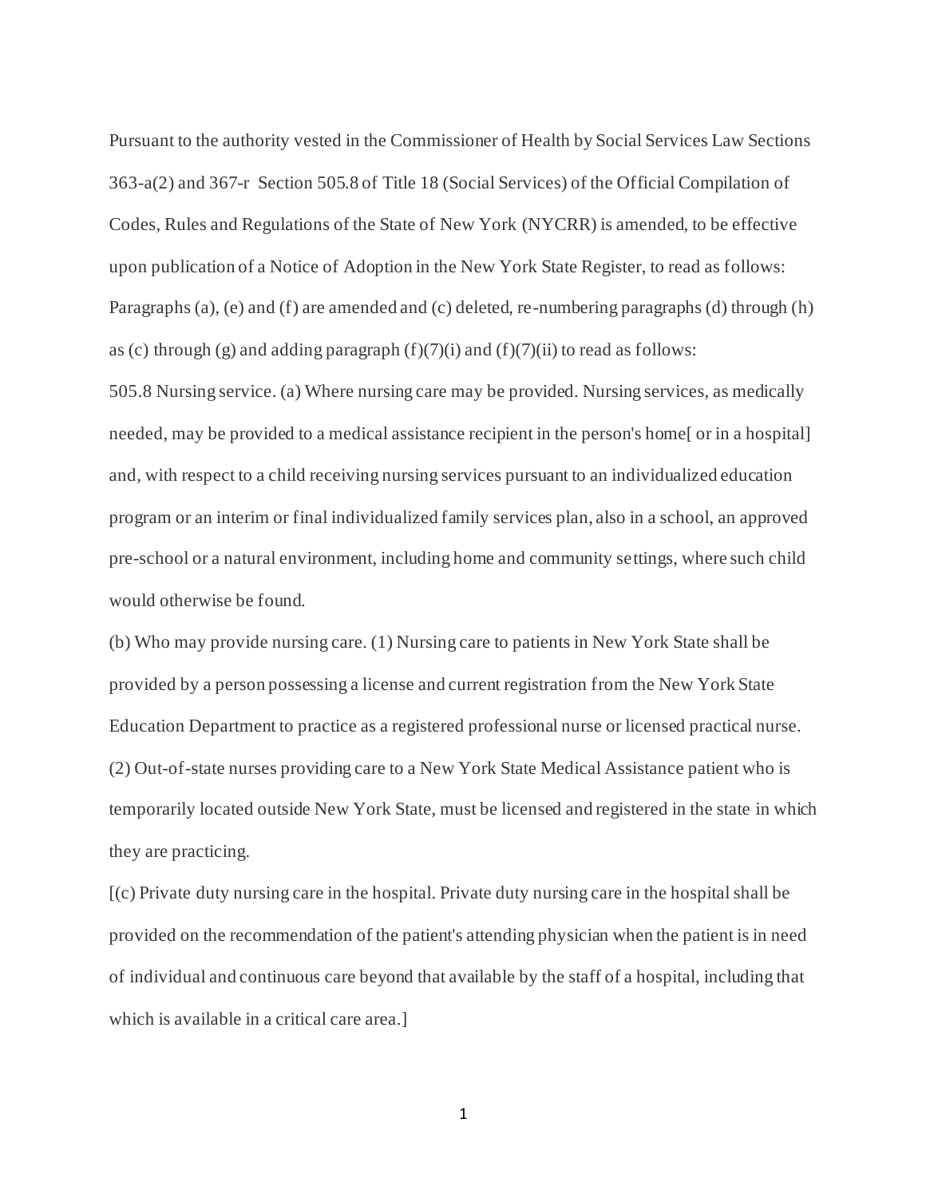Pursuant to the authority vested in the Commissioner of Health by Social Services Law Sections 363-a(2) and 367-r Section 505.8 of Title 18 (Social Services) of the Official Compilation of Codes, Rules and Regulations of the State of New York (NYCRR) is amended, to be effective upon publication of a Notice of Adoption in the New York State Register, to read as follows:

Paragraphs (a), (e) and (f) are amended and (c) deleted, re-numbering paragraphs (d) through (h) as (c) through (g) and adding paragraph (f)(7)(i) and (f)(7)(ii) to read as follows:

505.8 Nursing service. (a) Where nursing care may be provided. Nursing services, as medically needed, may be provided to a medical assistance recipient in the person's home[ or in a hospital] and, with respect to a child receiving nursing services pursuant to an individualized education program or an interim or final individualized family services plan, also in a school, an approved pre-school or a natural environment, including home and community settings, where such child would otherwise be found.

(b) Who may provide nursing care. (1) Nursing care to patients in New York State shall be provided by a person possessing a license and current registration from the New York State Education Department to practice as a registered professional nurse or licensed practical nurse.

(2) Out-of-state nurses providing care to a New York State Medical Assistance patient who is temporarily located outside New York State, must be licensed and registered in the state in which they are practicing.

[(c) Private duty nursing care in the hospital. Private duty nursing care in the hospital shall be provided on the recommendation of the patient's attending physician when the patient is in need of individual and continuous care beyond that available by the staff of a hospital, including that which is available in a critical care area.]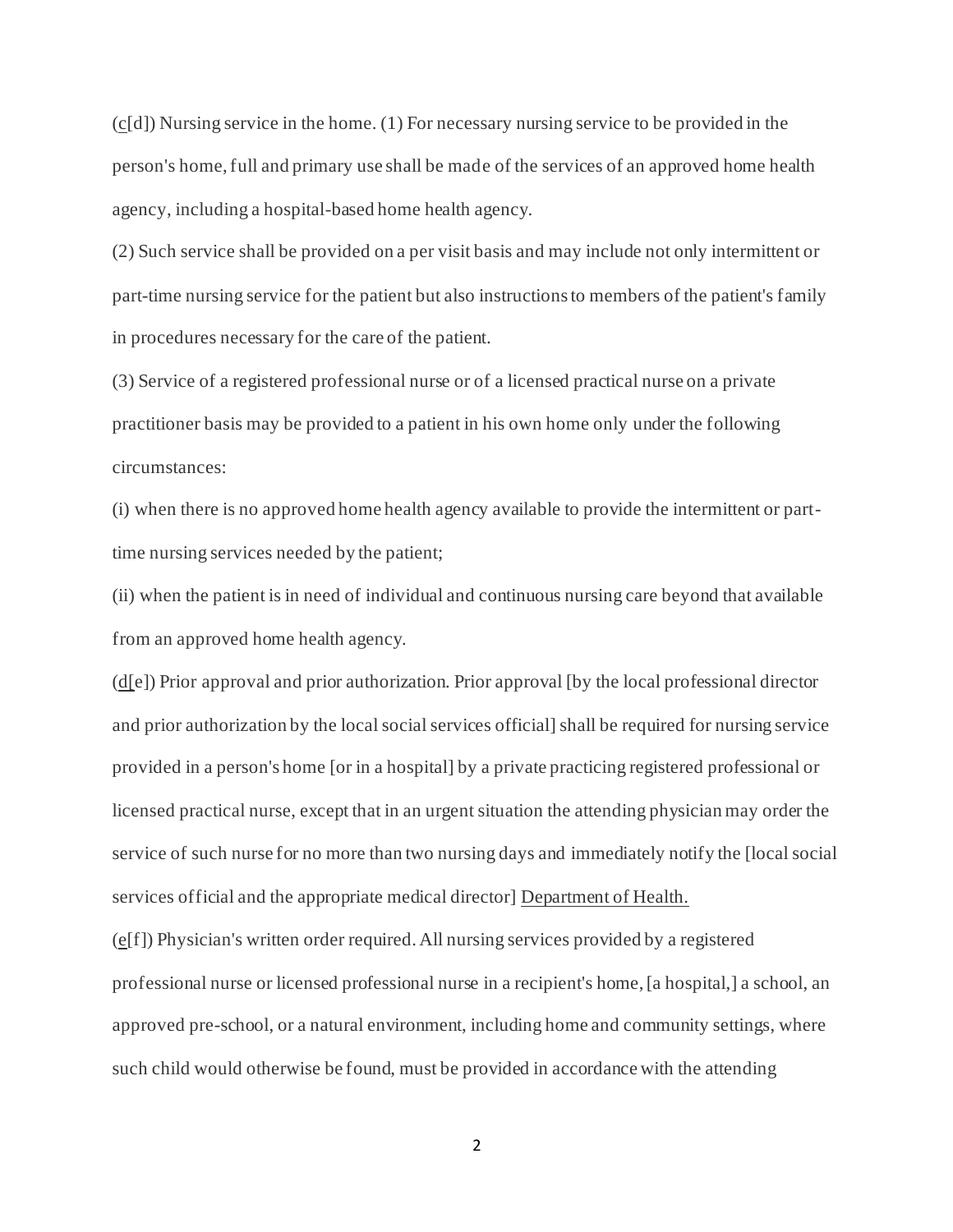(c[d]) Nursing service in the home. (1) For necessary nursing service to be provided in the person's home, full and primary use shall be made of the services of an approved home health agency, including a hospital-based home health agency.

(2) Such service shall be provided on a per visit basis and may include not only intermittent or part-time nursing service for the patient but also instructions to members of the patient's family in procedures necessary for the care of the patient.

(3) Service of a registered professional nurse or of a licensed practical nurse on a private practitioner basis may be provided to a patient in his own home only under the following circumstances:

(i) when there is no approved home health agency available to provide the intermittent or part-time nursing services needed by the patient;

(ii) when the patient is in need of individual and continuous nursing care beyond that available from an approved home health agency.

(d[e]) Prior approval and prior authorization. Prior approval [by the local professional director and prior authorization by the local social services official] shall be required for nursing service provided in a person's home [or in a hospital] by a private practicing registered professional or licensed practical nurse, except that in an urgent situation the attending physician may order the service of such nurse for no more than two nursing days and immediately notify the [local social services official and the appropriate medical director] Department of Health.

(e[f]) Physician's written order required. All nursing services provided by a registered professional nurse or licensed professional nurse in a recipient's home, [a hospital,] a school, an approved pre-school, or a natural environment, including home and community settings, where such child would otherwise be found, must be provided in accordance with the attending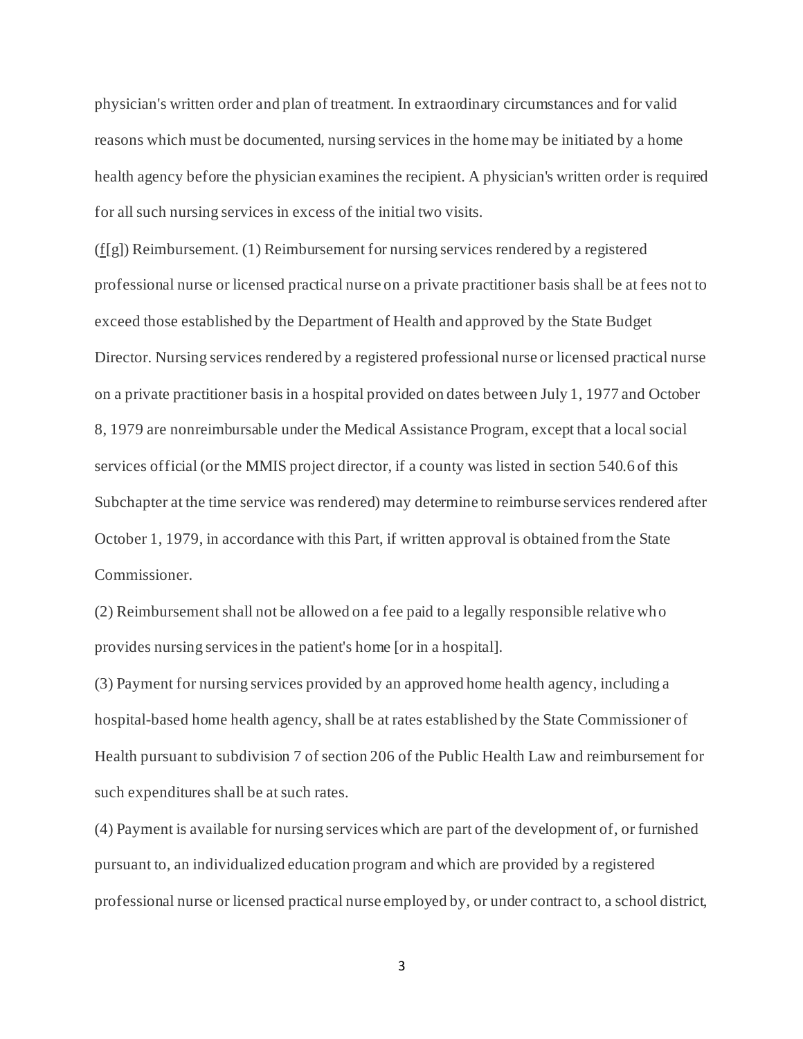physician's written order and plan of treatment. In extraordinary circumstances and for valid reasons which must be documented, nursing services in the home may be initiated by a home health agency before the physician examines the recipient. A physician's written order is required for all such nursing services in excess of the initial two visits.

(f[g]) Reimbursement. (1) Reimbursement for nursing services rendered by a registered professional nurse or licensed practical nurse on a private practitioner basis shall be at fees not to exceed those established by the Department of Health and approved by the State Budget Director. Nursing services rendered by a registered professional nurse or licensed practical nurse on a private practitioner basis in a hospital provided on dates between July 1, 1977 and October 8, 1979 are nonreimbursable under the Medical Assistance Program, except that a local social services official (or the MMIS project director, if a county was listed in section 540.6 of this Subchapter at the time service was rendered) may determine to reimburse services rendered after October 1, 1979, in accordance with this Part, if written approval is obtained from the State Commissioner.

(2) Reimbursement shall not be allowed on a fee paid to a legally responsible relative who provides nursing services in the patient's home [or in a hospital].

(3) Payment for nursing services provided by an approved home health agency, including a hospital-based home health agency, shall be at rates established by the State Commissioner of Health pursuant to subdivision 7 of section 206 of the Public Health Law and reimbursement for such expenditures shall be at such rates.

(4) Payment is available for nursing services which are part of the development of, or furnished pursuant to, an individualized education program and which are provided by a registered professional nurse or licensed practical nurse employed by, or under contract to, a school district,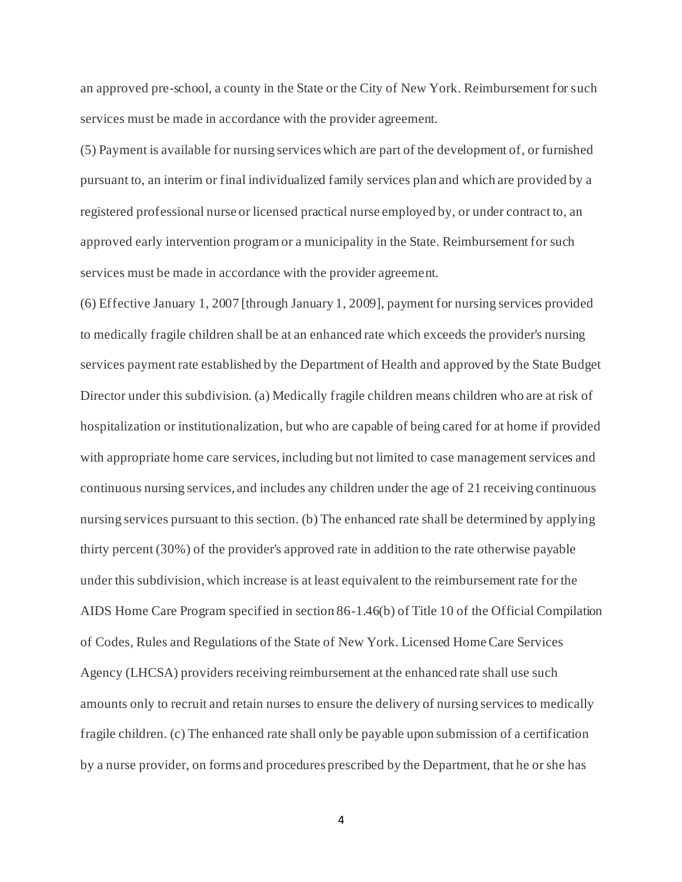an approved pre-school, a county in the State or the City of New York. Reimbursement for such services must be made in accordance with the provider agreement.

(5) Payment is available for nursing services which are part of the development of, or furnished pursuant to, an interim or final individualized family services plan and which are provided by a registered professional nurse or licensed practical nurse employed by, or under contract to, an approved early intervention program or a municipality in the State. Reimbursement for such services must be made in accordance with the provider agreement.

(6) Effective January 1, 2007 [through January 1, 2009], payment for nursing services provided to medically fragile children shall be at an enhanced rate which exceeds the provider's nursing services payment rate established by the Department of Health and approved by the State Budget Director under this subdivision. (a) Medically fragile children means children who are at risk of hospitalization or institutionalization, but who are capable of being cared for at home if provided with appropriate home care services, including but not limited to case management services and continuous nursing services, and includes any children under the age of 21 receiving continuous nursing services pursuant to this section. (b) The enhanced rate shall be determined by applying thirty percent (30%) of the provider's approved rate in addition to the rate otherwise payable under this subdivision, which increase is at least equivalent to the reimbursement rate for the AIDS Home Care Program specified in section 86-1.46(b) of Title 10 of the Official Compilation of Codes, Rules and Regulations of the State of New York. Licensed Home Care Services Agency (LHCSA) providers receiving reimbursement at the enhanced rate shall use such amounts only to recruit and retain nurses to ensure the delivery of nursing services to medically fragile children. (c) The enhanced rate shall only be payable upon submission of a certification by a nurse provider, on forms and procedures prescribed by the Department, that he or she has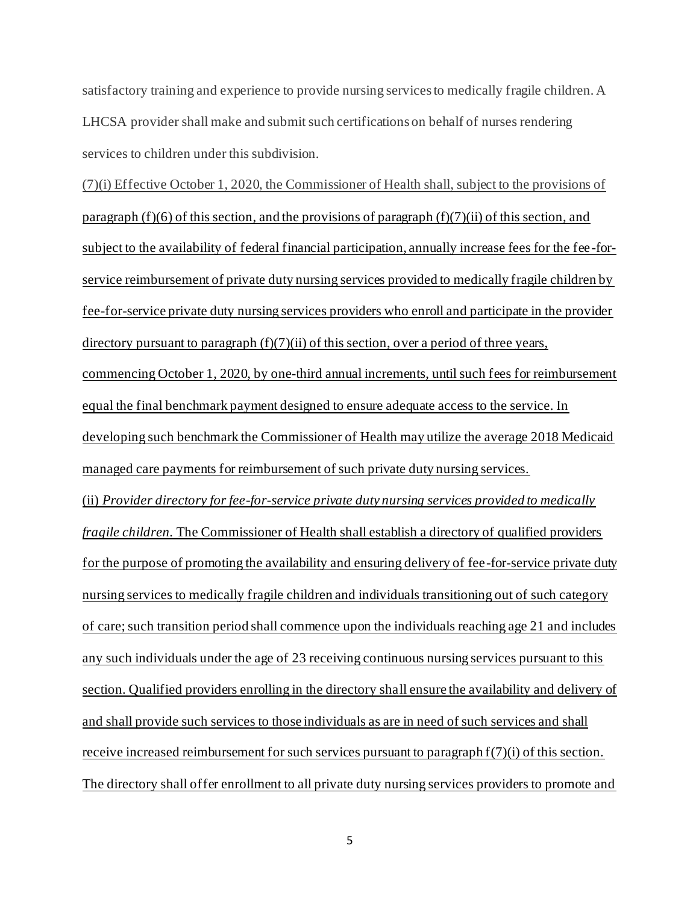satisfactory training and experience to provide nursing services to medically fragile children. A LHCSA provider shall make and submit such certifications on behalf of nurses rendering services to children under this subdivision.

<u>(7)(i) Effective October 1, 2020, the Commissioner of Health shall, subject to the provisions of paragraph (f)(6) of this section, and the provisions of paragraph (f)(7)(ii) of this section, and subject to the availability of federal financial participation, annually increase fees for the fee-for-service reimbursement of private duty nursing services provided to medically fragile children by fee-for-service private duty nursing services providers who enroll and participate in the provider directory pursuant to paragraph (f)(7)(ii) of this section, over a period of three years, commencing October 1, 2020, by one-third annual increments, until such fees for reimbursement equal the final benchmark payment designed to ensure adequate access to the service. In developing such benchmark the Commissioner of Health may utilize the average 2018 Medicaid managed care payments for reimbursement of such private duty nursing services.</u>

<u>(ii) *Provider directory for fee-for-service private duty nursing services provided to medically fragile children.* The Commissioner of Health shall establish a directory of qualified providers for the purpose of promoting the availability and ensuring delivery of fee-for-service private duty nursing services to medically fragile children and individuals transitioning out of such category of care; such transition period shall commence upon the individuals reaching age 21 and includes any such individuals under the age of 23 receiving continuous nursing services pursuant to this section. Qualified providers enrolling in the directory shall ensure the availability and delivery of and shall provide such services to those individuals as are in need of such services and shall receive increased reimbursement for such services pursuant to paragraph f(7)(i) of this section. The directory shall offer enrollment to all private duty nursing services providers to promote and</u>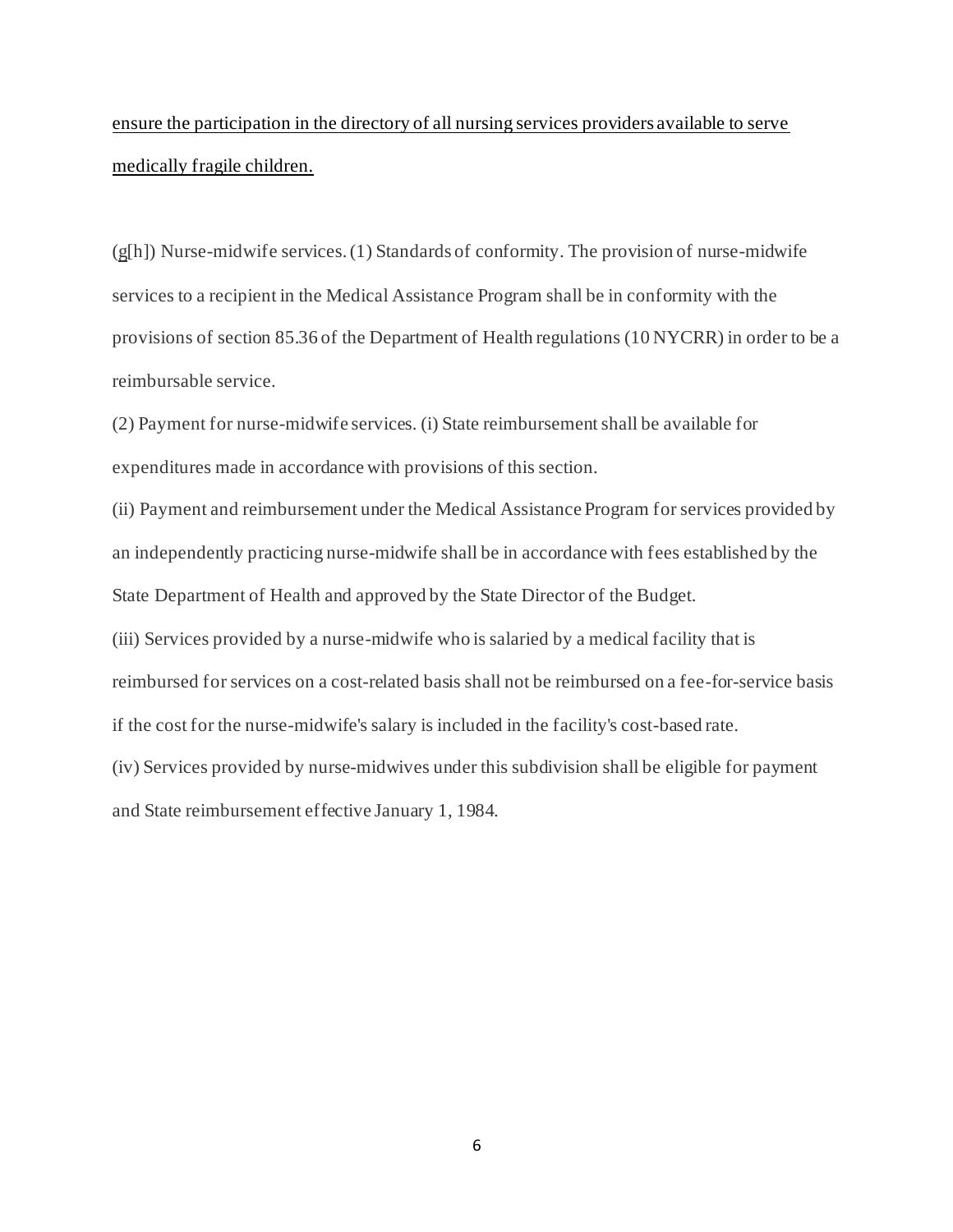<u>ensure the participation in the directory of all nursing services providers available to serve medically fragile children.</u>

(<u>g</u>[h]) Nurse-midwife services. (1) Standards of conformity. The provision of nurse-midwife services to a recipient in the Medical Assistance Program shall be in conformity with the provisions of section 85.36 of the Department of Health regulations (10 NYCRR) in order to be a reimbursable service.

(2) Payment for nurse-midwife services. (i) State reimbursement shall be available for expenditures made in accordance with provisions of this section.

(ii) Payment and reimbursement under the Medical Assistance Program for services provided by an independently practicing nurse-midwife shall be in accordance with fees established by the State Department of Health and approved by the State Director of the Budget.

(iii) Services provided by a nurse-midwife who is salaried by a medical facility that is reimbursed for services on a cost-related basis shall not be reimbursed on a fee-for-service basis if the cost for the nurse-midwife's salary is included in the facility's cost-based rate.

(iv) Services provided by nurse-midwives under this subdivision shall be eligible for payment and State reimbursement effective January 1, 1984.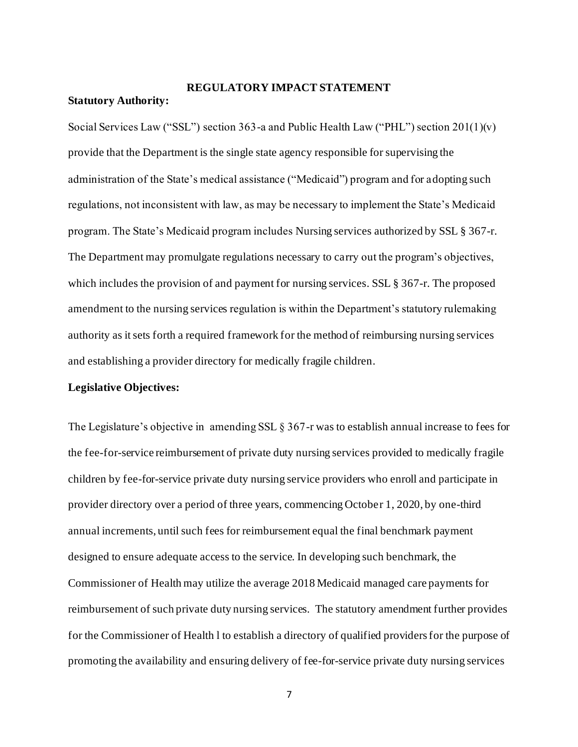# REGULATORY IMPACT STATEMENT

**Statutory Authority:**

Social Services Law ("SSL") section 363-a and Public Health Law ("PHL") section 201(1)(v) provide that the Department is the single state agency responsible for supervising the administration of the State's medical assistance ("Medicaid") program and for adopting such regulations, not inconsistent with law, as may be necessary to implement the State's Medicaid program. The State's Medicaid program includes Nursing services authorized by SSL § 367-r. The Department may promulgate regulations necessary to carry out the program's objectives, which includes the provision of and payment for nursing services. SSL § 367-r. The proposed amendment to the nursing services regulation is within the Department's statutory rulemaking authority as it sets forth a required framework for the method of reimbursing nursing services and establishing a provider directory for medically fragile children.

**Legislative Objectives:**

The Legislature's objective in amending SSL § 367-r was to establish annual increase to fees for the fee-for-service reimbursement of private duty nursing services provided to medically fragile children by fee-for-service private duty nursing service providers who enroll and participate in provider directory over a period of three years, commencing October 1, 2020, by one-third annual increments, until such fees for reimbursement equal the final benchmark payment designed to ensure adequate access to the service. In developing such benchmark, the Commissioner of Health may utilize the average 2018 Medicaid managed care payments for reimbursement of such private duty nursing services. The statutory amendment further provides for the Commissioner of Health l to establish a directory of qualified providers for the purpose of promoting the availability and ensuring delivery of fee-for-service private duty nursing services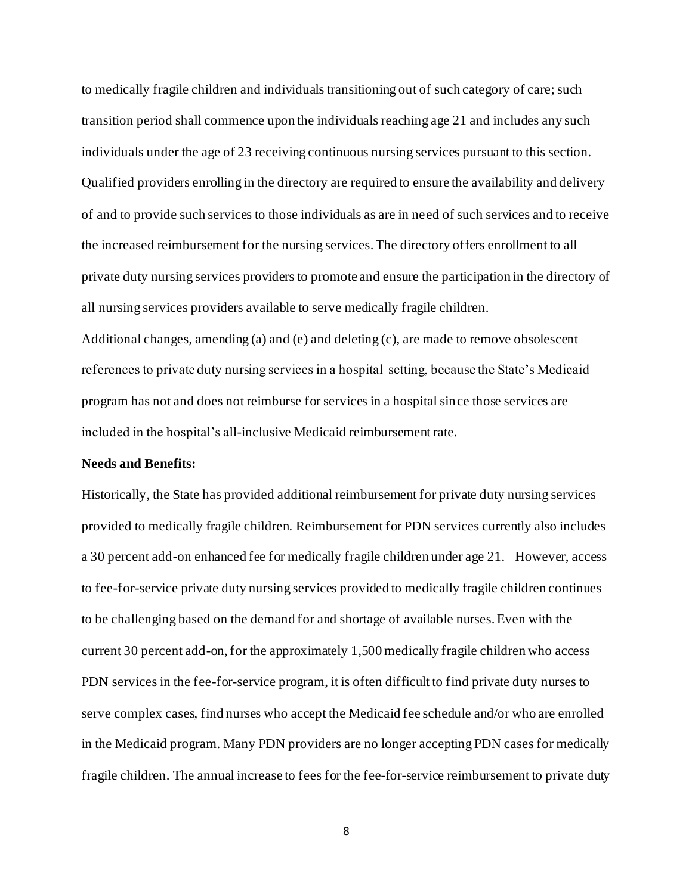to medically fragile children and individuals transitioning out of such category of care; such transition period shall commence upon the individuals reaching age 21 and includes any such individuals under the age of 23 receiving continuous nursing services pursuant to this section. Qualified providers enrolling in the directory are required to ensure the availability and delivery of and to provide such services to those individuals as are in need of such services and to receive the increased reimbursement for the nursing services. The directory offers enrollment to all private duty nursing services providers to promote and ensure the participation in the directory of all nursing services providers available to serve medically fragile children.

Additional changes, amending (a) and (e) and deleting (c), are made to remove obsolescent references to private duty nursing services in a hospital setting, because the State's Medicaid program has not and does not reimburse for services in a hospital since those services are included in the hospital's all-inclusive Medicaid reimbursement rate.

**Needs and Benefits:**

Historically, the State has provided additional reimbursement for private duty nursing services provided to medically fragile children. Reimbursement for PDN services currently also includes a 30 percent add-on enhanced fee for medically fragile children under age 21. However, access to fee-for-service private duty nursing services provided to medically fragile children continues to be challenging based on the demand for and shortage of available nurses. Even with the current 30 percent add-on, for the approximately 1,500 medically fragile children who access PDN services in the fee-for-service program, it is often difficult to find private duty nurses to serve complex cases, find nurses who accept the Medicaid fee schedule and/or who are enrolled in the Medicaid program. Many PDN providers are no longer accepting PDN cases for medically fragile children. The annual increase to fees for the fee-for-service reimbursement to private duty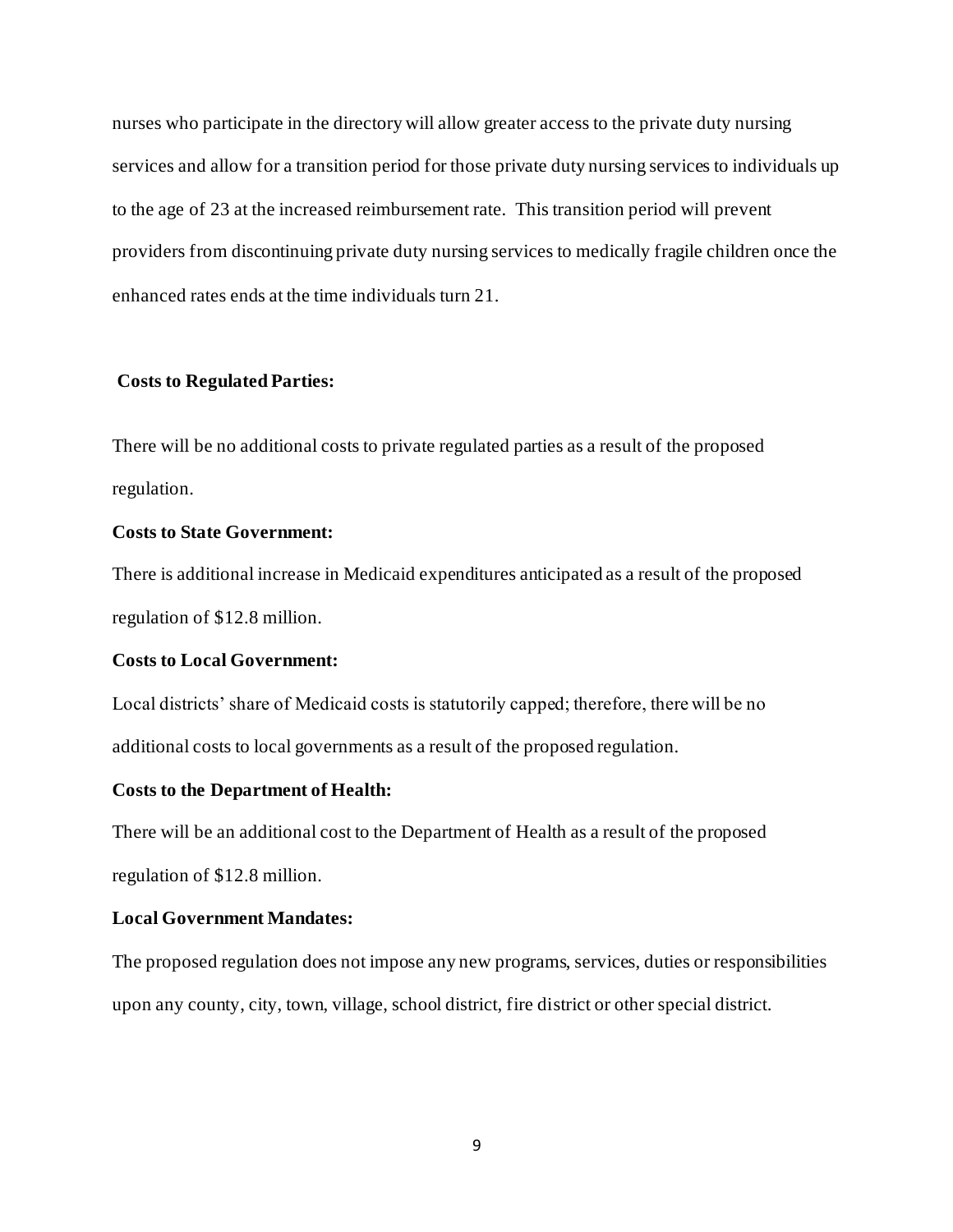nurses who participate in the directory will allow greater access to the private duty nursing services and allow for a transition period for those private duty nursing services to individuals up to the age of 23 at the increased reimbursement rate. This transition period will prevent providers from discontinuing private duty nursing services to medically fragile children once the enhanced rates ends at the time individuals turn 21.

**Costs to Regulated Parties:**

There will be no additional costs to private regulated parties as a result of the proposed regulation.

**Costs to State Government:**

There is additional increase in Medicaid expenditures anticipated as a result of the proposed regulation of $12.8 million.

**Costs to Local Government:**

Local districts' share of Medicaid costs is statutorily capped; therefore, there will be no additional costs to local governments as a result of the proposed regulation.

**Costs to the Department of Health:**

There will be an additional cost to the Department of Health as a result of the proposed regulation of $12.8 million.

**Local Government Mandates:**

The proposed regulation does not impose any new programs, services, duties or responsibilities upon any county, city, town, village, school district, fire district or other special district.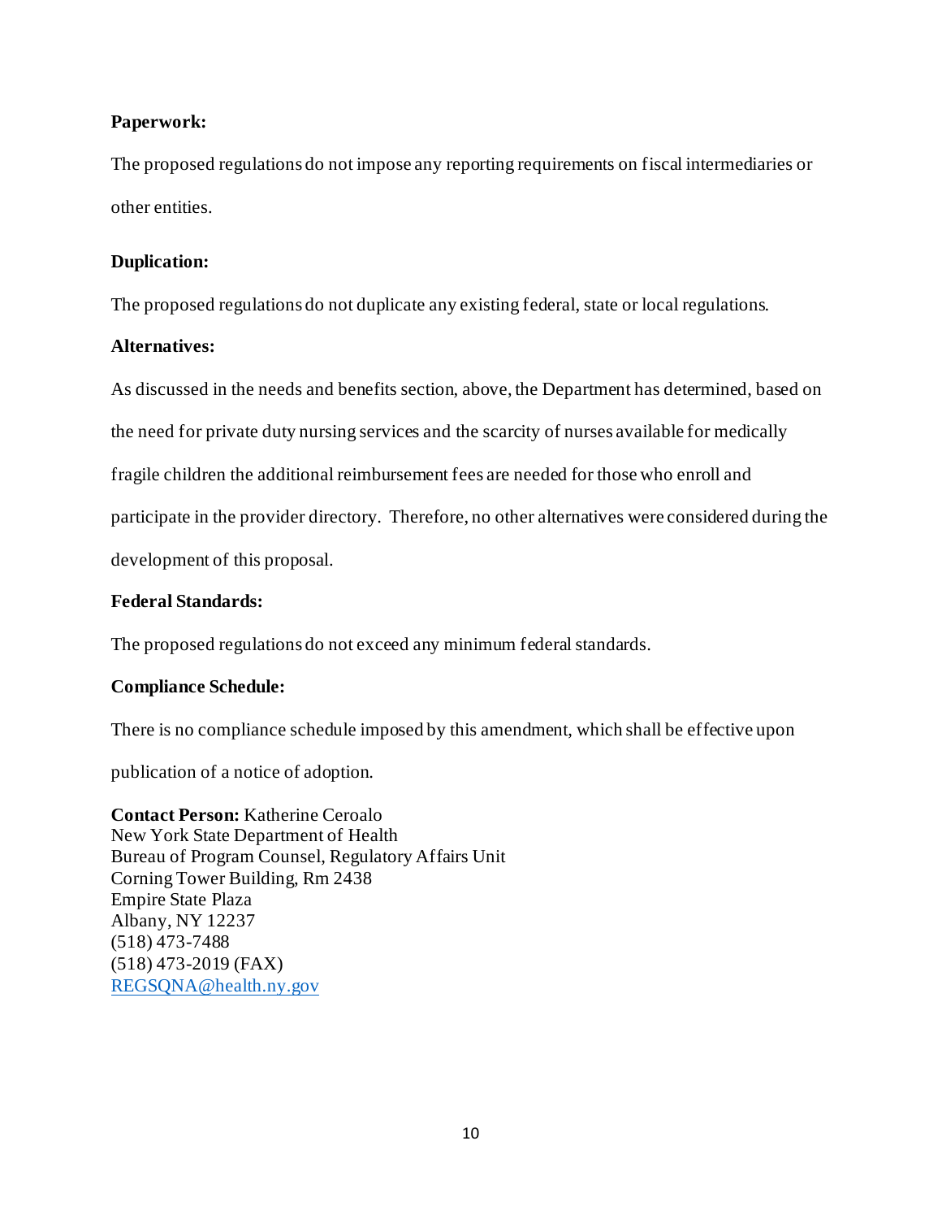**Paperwork:**

The proposed regulations do not impose any reporting requirements on fiscal intermediaries or other entities.

**Duplication:**

The proposed regulations do not duplicate any existing federal, state or local regulations.

**Alternatives:**

As discussed in the needs and benefits section, above, the Department has determined, based on the need for private duty nursing services and the scarcity of nurses available for medically fragile children the additional reimbursement fees are needed for those who enroll and participate in the provider directory. Therefore, no other alternatives were considered during the development of this proposal.

**Federal Standards:**

The proposed regulations do not exceed any minimum federal standards.

**Compliance Schedule:**

There is no compliance schedule imposed by this amendment, which shall be effective upon publication of a notice of adoption.

**Contact Person:** Katherine Ceroalo
New York State Department of Health
Bureau of Program Counsel, Regulatory Affairs Unit
Corning Tower Building, Rm 2438
Empire State Plaza
Albany, NY 12237
(518) 473-7488
(518) 473-2019 (FAX)
REGSQNA@health.ny.gov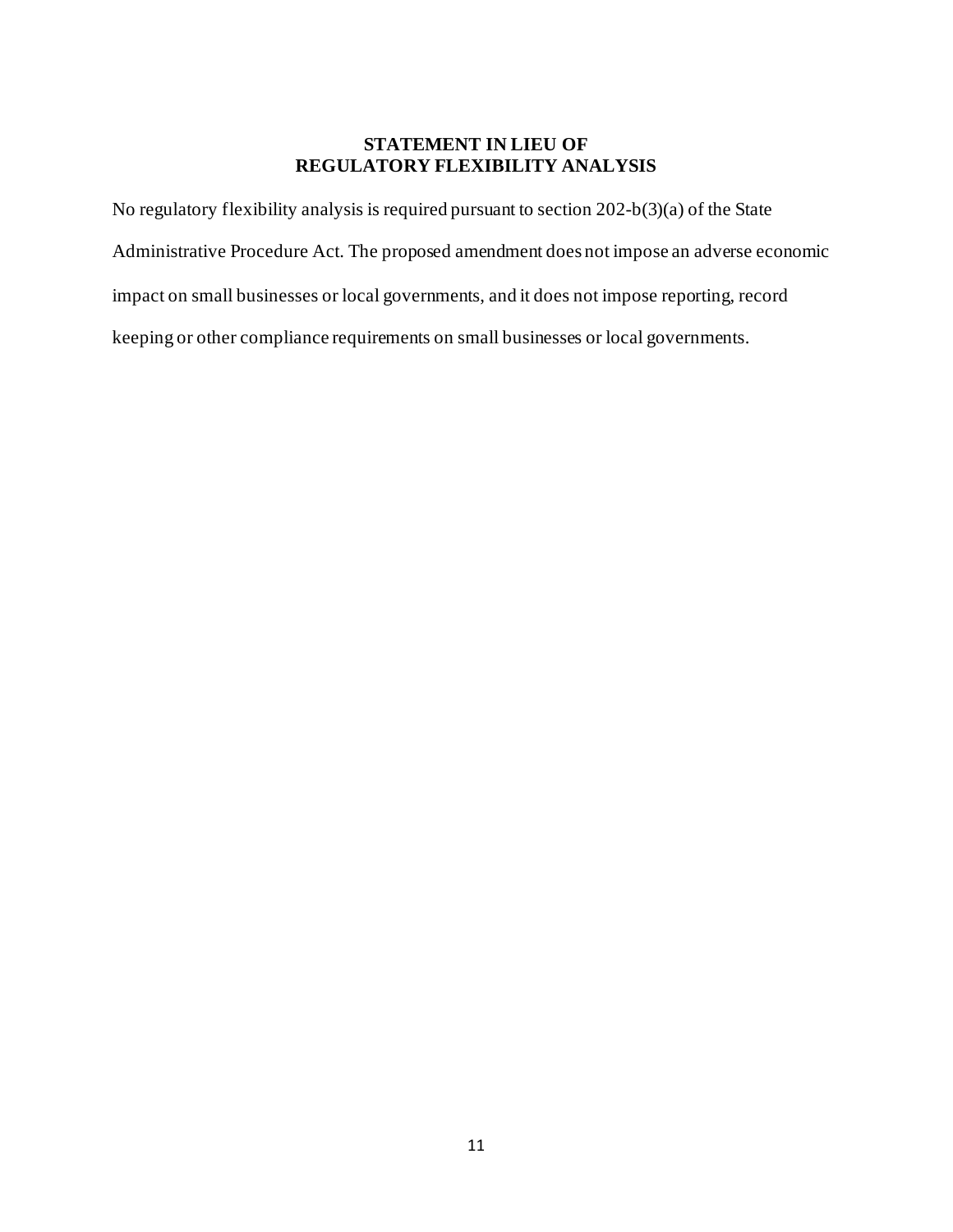## STATEMENT IN LIEU OF
## REGULATORY FLEXIBILITY ANALYSIS

No regulatory flexibility analysis is required pursuant to section 202-b(3)(a) of the State Administrative Procedure Act. The proposed amendment does not impose an adverse economic impact on small businesses or local governments, and it does not impose reporting, record keeping or other compliance requirements on small businesses or local governments.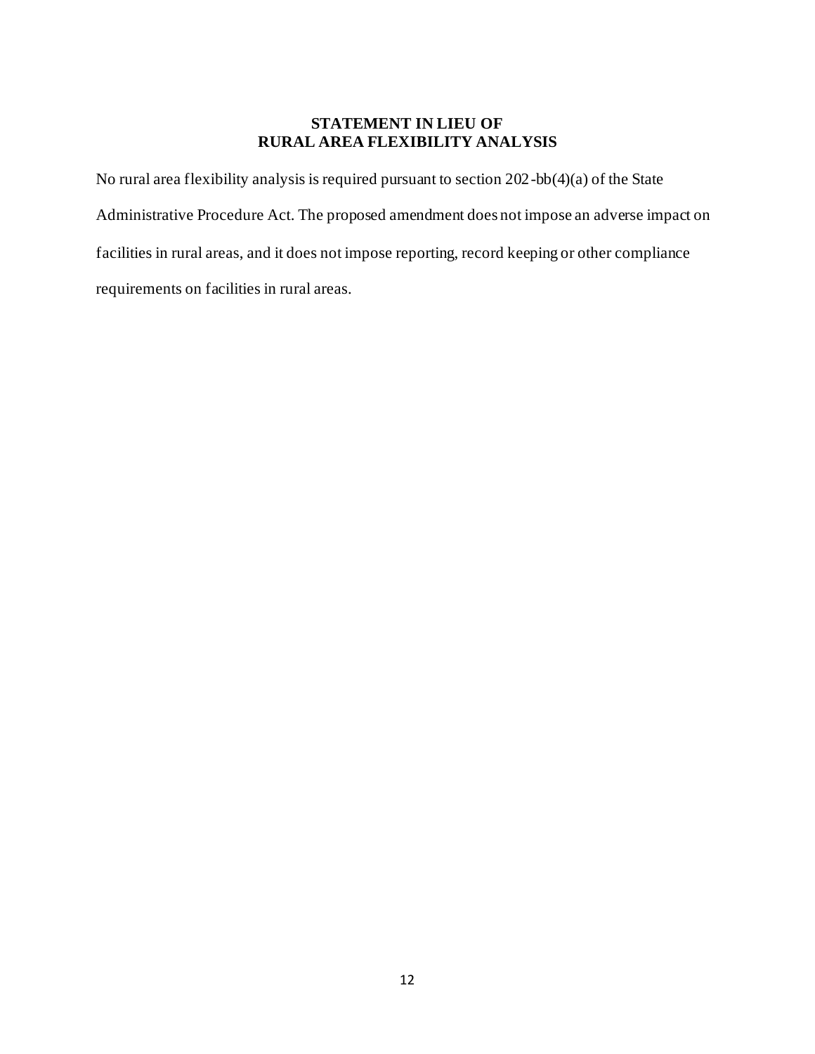## STATEMENT IN LIEU OF RURAL AREA FLEXIBILITY ANALYSIS

No rural area flexibility analysis is required pursuant to section 202-bb(4)(a) of the State Administrative Procedure Act. The proposed amendment does not impose an adverse impact on facilities in rural areas, and it does not impose reporting, record keeping or other compliance requirements on facilities in rural areas.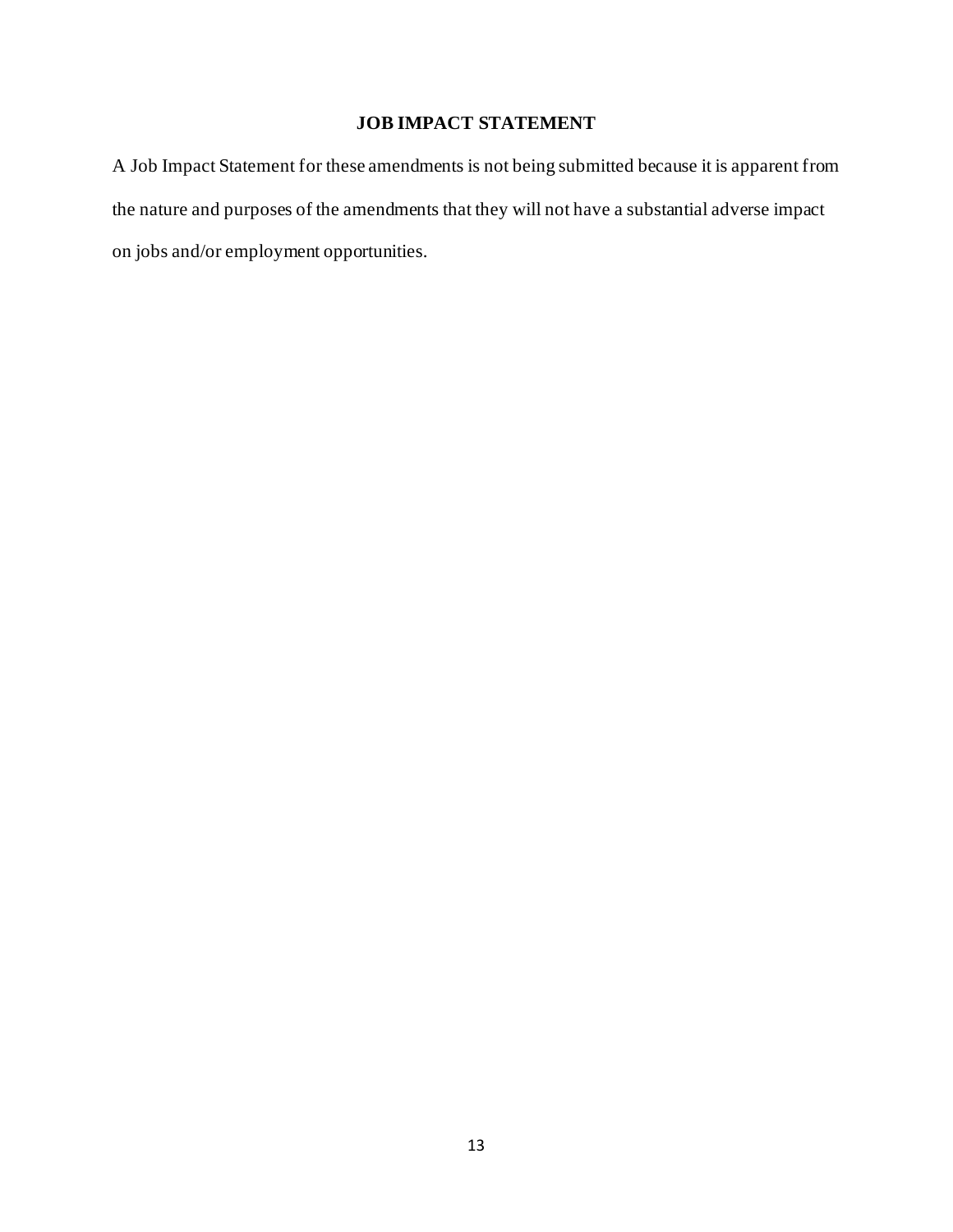## JOB IMPACT STATEMENT

A Job Impact Statement for these amendments is not being submitted because it is apparent from the nature and purposes of the amendments that they will not have a substantial adverse impact on jobs and/or employment opportunities.